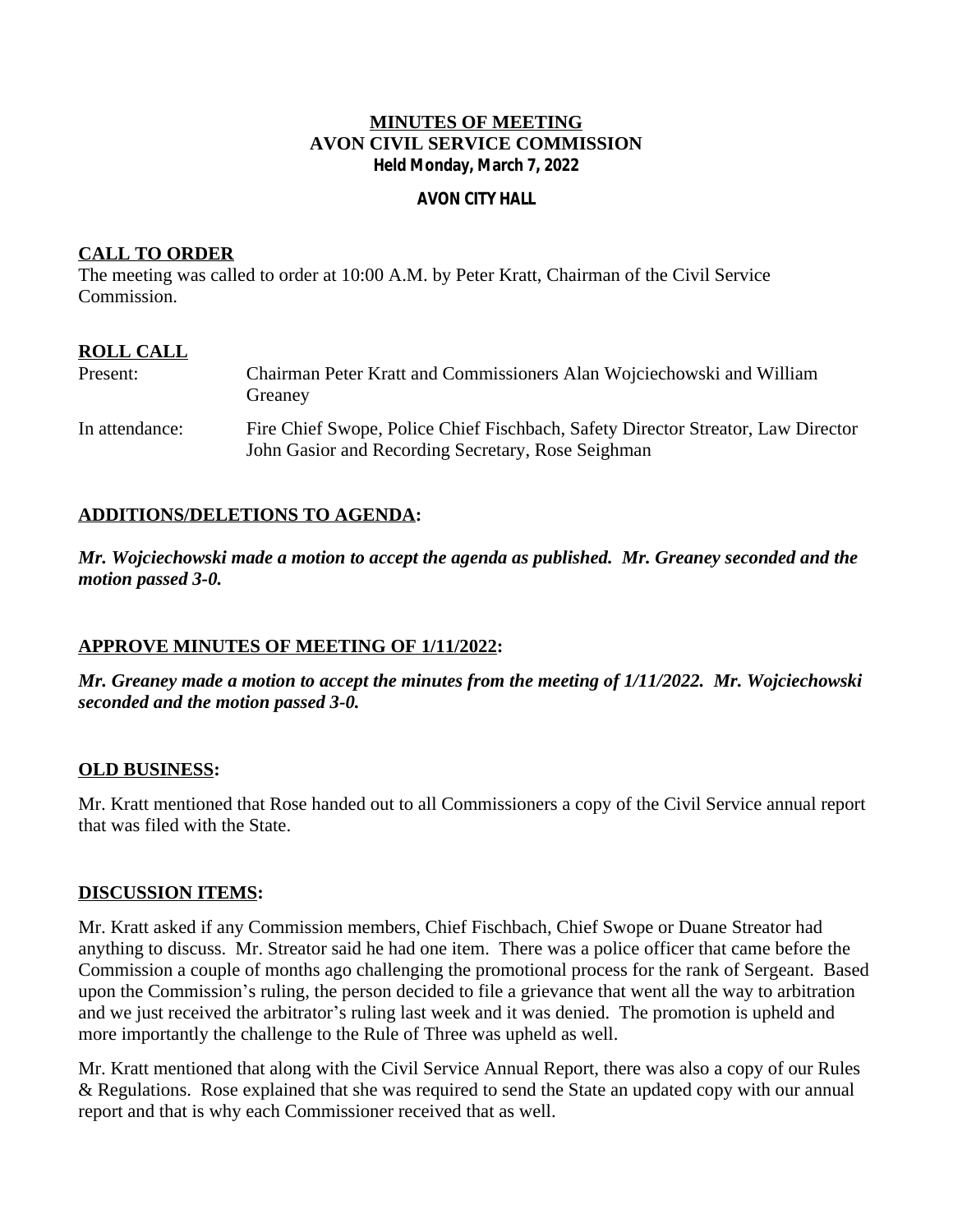# MINUTES OF MEETING
# AVON CIVIL SERVICE COMMISSION
**Held Monday, March 7, 2022**

**AVON CITY HALL**

## CALL TO ORDER

The meeting was called to order at 10:00 A.M. by Peter Kratt, Chairman of the Civil Service Commission.

## ROLL CALL

| | |
|---|---|
| Present: | Chairman Peter Kratt and Commissioners Alan Wojciechowski and William Greaney |
| In attendance: | Fire Chief Swope, Police Chief Fischbach, Safety Director Streator, Law Director John Gasior and Recording Secretary, Rose Seighman |

## ADDITIONS/DELETIONS TO AGENDA:

***Mr. Wojciechowski made a motion to accept the agenda as published. Mr. Greaney seconded and the motion passed 3-0.***

## APPROVE MINUTES OF MEETING OF 1/11/2022:

***Mr. Greaney made a motion to accept the minutes from the meeting of 1/11/2022. Mr. Wojciechowski seconded and the motion passed 3-0.***

## OLD BUSINESS:

Mr. Kratt mentioned that Rose handed out to all Commissioners a copy of the Civil Service annual report that was filed with the State.

## DISCUSSION ITEMS:

Mr. Kratt asked if any Commission members, Chief Fischbach, Chief Swope or Duane Streator had anything to discuss. Mr. Streator said he had one item. There was a police officer that came before the Commission a couple of months ago challenging the promotional process for the rank of Sergeant. Based upon the Commission's ruling, the person decided to file a grievance that went all the way to arbitration and we just received the arbitrator's ruling last week and it was denied. The promotion is upheld and more importantly the challenge to the Rule of Three was upheld as well.

Mr. Kratt mentioned that along with the Civil Service Annual Report, there was also a copy of our Rules & Regulations. Rose explained that she was required to send the State an updated copy with our annual report and that is why each Commissioner received that as well.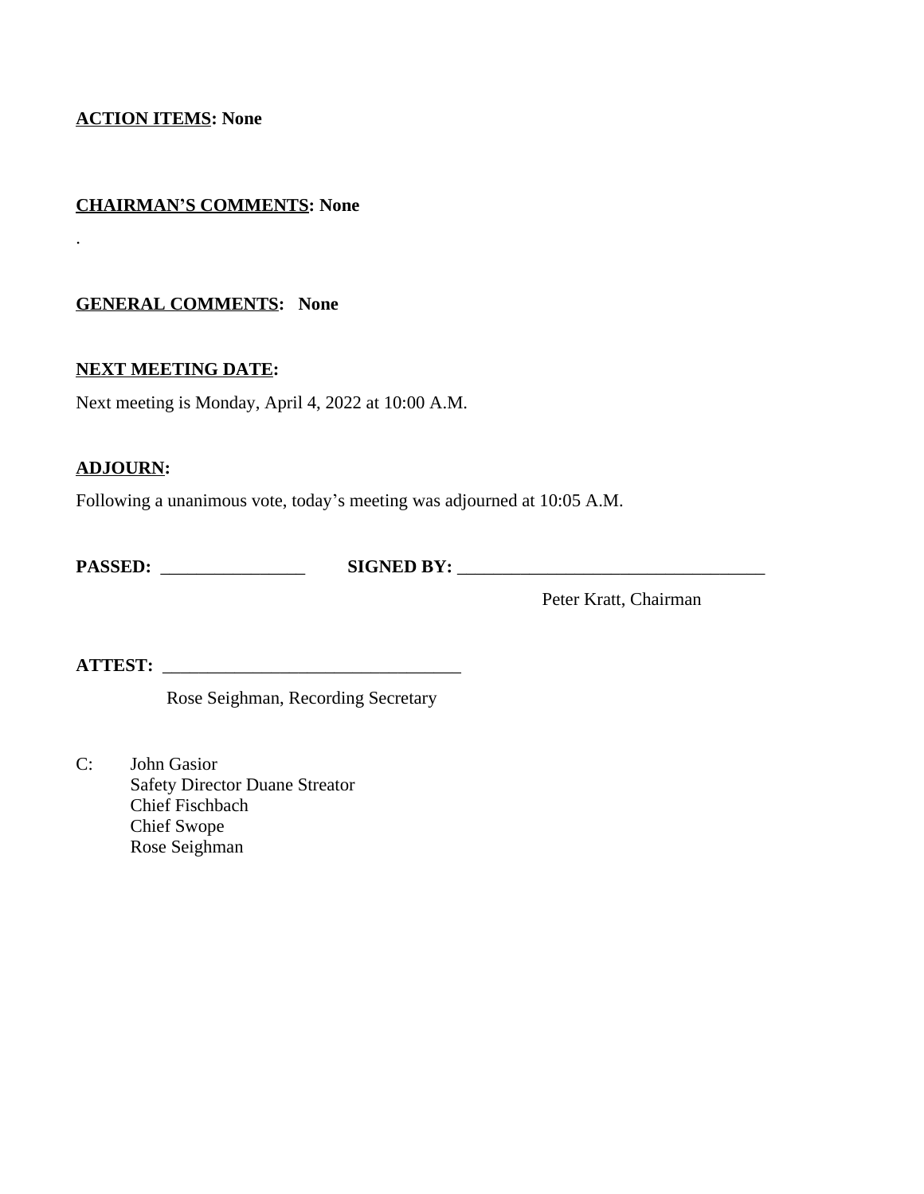**<u>ACTION ITEMS</u>: None**

**<u>CHAIRMAN'S COMMENTS</u>: None**

.

**<u>GENERAL COMMENTS</u>: None**

**<u>NEXT MEETING DATE</u>:**

Next meeting is Monday, April 4, 2022 at 10:00 A.M.

**<u>ADJOURN</u>:**

Following a unanimous vote, today's meeting was adjourned at 10:05 A.M.

**PASSED:** ________________ **SIGNED BY:** __________________________________

Peter Kratt, Chairman

**ATTEST:** ________________________________

Rose Seighman, Recording Secretary

C: John Gasior
Safety Director Duane Streator
Chief Fischbach
Chief Swope
Rose Seighman